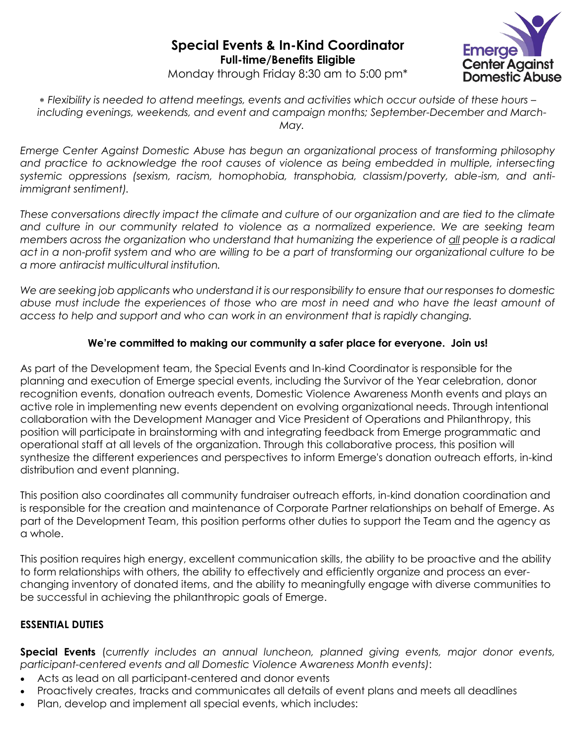# Special Events & In-Kind Coordinator

**Full-time/Benefits Eligible**

Monday through Friday 8:30 am to 5:00 pm*

Emerge Center Against Domestic Abuse

*∗ Flexibility is needed to attend meetings, events and activities which occur outside of these hours – including evenings, weekends, and event and campaign months; September-December and March-May.*

*Emerge Center Against Domestic Abuse has begun an organizational process of transforming philosophy and practice to acknowledge the root causes of violence as being embedded in multiple, intersecting systemic oppressions (sexism, racism, homophobia, transphobia, classism/poverty, able-ism, and anti-immigrant sentiment).*

*These conversations directly impact the climate and culture of our organization and are tied to the climate and culture in our community related to violence as a normalized experience. We are seeking team members across the organization who understand that humanizing the experience of <u>all</u> people is a radical act in a non-profit system and who are willing to be a part of transforming our organizational culture to be a more antiracist multicultural institution.*

*We are seeking job applicants who understand it is our responsibility to ensure that our responses to domestic abuse must include the experiences of those who are most in need and who have the least amount of access to help and support and who can work in an environment that is rapidly changing.*

**We're committed to making our community a safer place for everyone. Join us!**

As part of the Development team, the Special Events and In-kind Coordinator is responsible for the planning and execution of Emerge special events, including the Survivor of the Year celebration, donor recognition events, donation outreach events, Domestic Violence Awareness Month events and plays an active role in implementing new events dependent on evolving organizational needs. Through intentional collaboration with the Development Manager and Vice President of Operations and Philanthropy, this position will participate in brainstorming with and integrating feedback from Emerge programmatic and operational staff at all levels of the organization. Through this collaborative process, this position will synthesize the different experiences and perspectives to inform Emerge's donation outreach efforts, in-kind distribution and event planning.

This position also coordinates all community fundraiser outreach efforts, in-kind donation coordination and is responsible for the creation and maintenance of Corporate Partner relationships on behalf of Emerge. As part of the Development Team, this position performs other duties to support the Team and the agency as a whole.

This position requires high energy, excellent communication skills, the ability to be proactive and the ability to form relationships with others, the ability to effectively and efficiently organize and process an ever-changing inventory of donated items, and the ability to meaningfully engage with diverse communities to be successful in achieving the philanthropic goals of Emerge.

## ESSENTIAL DUTIES

**Special Events** (*currently includes an annual luncheon, planned giving events, major donor events, participant-centered events and all Domestic Violence Awareness Month events)*:

- Acts as lead on all participant-centered and donor events
- Proactively creates, tracks and communicates all details of event plans and meets all deadlines
- Plan, develop and implement all special events, which includes: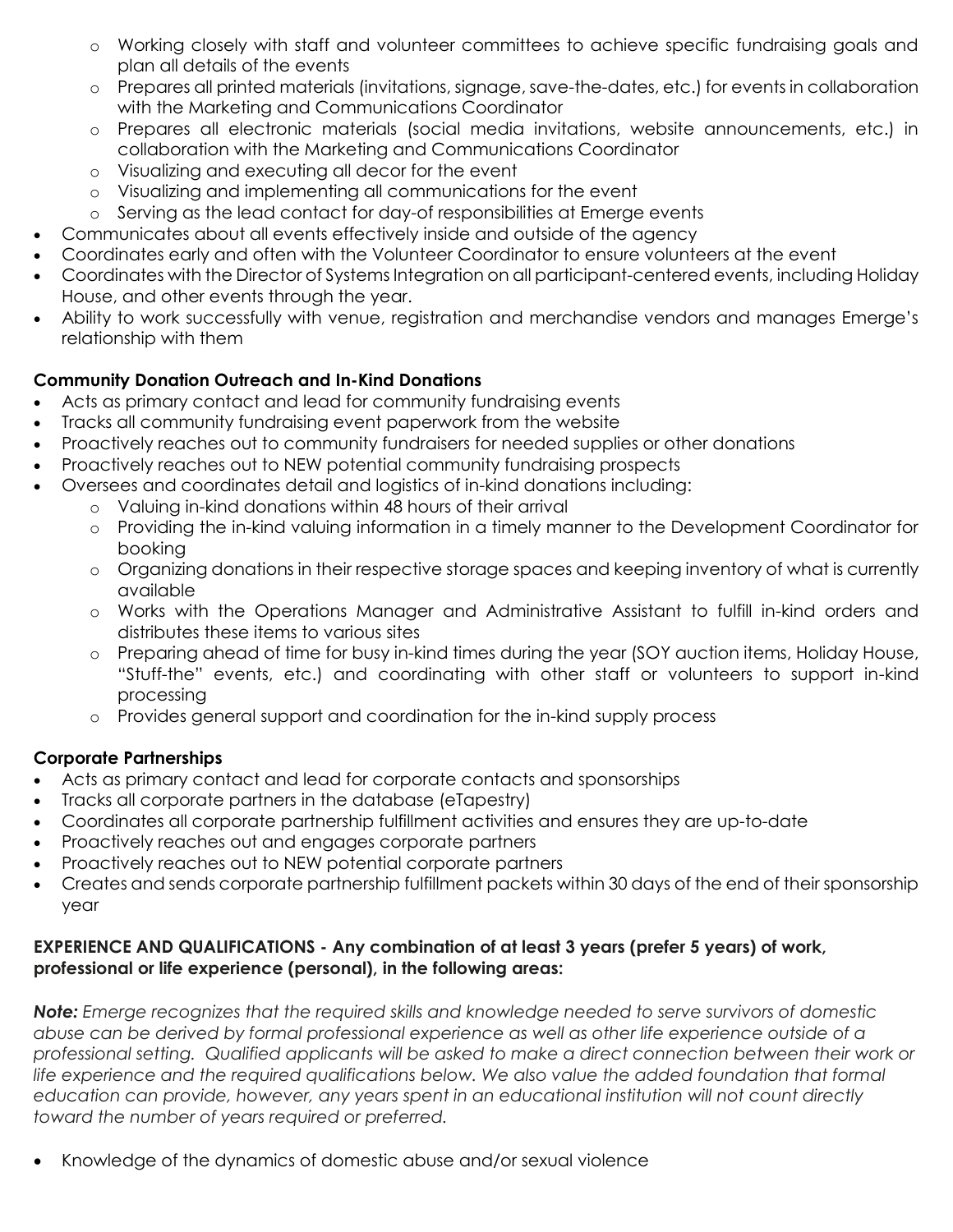- Working closely with staff and volunteer committees to achieve specific fundraising goals and plan all details of the events
  - Prepares all printed materials (invitations, signage, save-the-dates, etc.) for events in collaboration with the Marketing and Communications Coordinator
  - Prepares all electronic materials (social media invitations, website announcements, etc.) in collaboration with the Marketing and Communications Coordinator
  - Visualizing and executing all decor for the event
  - Visualizing and implementing all communications for the event
  - Serving as the lead contact for day-of responsibilities at Emerge events
- Communicates about all events effectively inside and outside of the agency
- Coordinates early and often with the Volunteer Coordinator to ensure volunteers at the event
- Coordinates with the Director of Systems Integration on all participant-centered events, including Holiday House, and other events through the year.
- Ability to work successfully with venue, registration and merchandise vendors and manages Emerge's relationship with them

**Community Donation Outreach and In-Kind Donations**

- Acts as primary contact and lead for community fundraising events
- Tracks all community fundraising event paperwork from the website
- Proactively reaches out to community fundraisers for needed supplies or other donations
- Proactively reaches out to NEW potential community fundraising prospects
- Oversees and coordinates detail and logistics of in-kind donations including:
  - Valuing in-kind donations within 48 hours of their arrival
  - Providing the in-kind valuing information in a timely manner to the Development Coordinator for booking
  - Organizing donations in their respective storage spaces and keeping inventory of what is currently available
  - Works with the Operations Manager and Administrative Assistant to fulfill in-kind orders and distributes these items to various sites
  - Preparing ahead of time for busy in-kind times during the year (SOY auction items, Holiday House, "Stuff-the" events, etc.) and coordinating with other staff or volunteers to support in-kind processing
  - Provides general support and coordination for the in-kind supply process

**Corporate Partnerships**

- Acts as primary contact and lead for corporate contacts and sponsorships
- Tracks all corporate partners in the database (eTapestry)
- Coordinates all corporate partnership fulfillment activities and ensures they are up-to-date
- Proactively reaches out and engages corporate partners
- Proactively reaches out to NEW potential corporate partners
- Creates and sends corporate partnership fulfillment packets within 30 days of the end of their sponsorship year

**EXPERIENCE AND QUALIFICATIONS - Any combination of at least 3 years (prefer 5 years) of work, professional or life experience (personal), in the following areas:**

***Note:*** *Emerge recognizes that the required skills and knowledge needed to serve survivors of domestic abuse can be derived by formal professional experience as well as other life experience outside of a professional setting. Qualified applicants will be asked to make a direct connection between their work or life experience and the required qualifications below. We also value the added foundation that formal education can provide, however, any years spent in an educational institution will not count directly toward the number of years required or preferred.*

- Knowledge of the dynamics of domestic abuse and/or sexual violence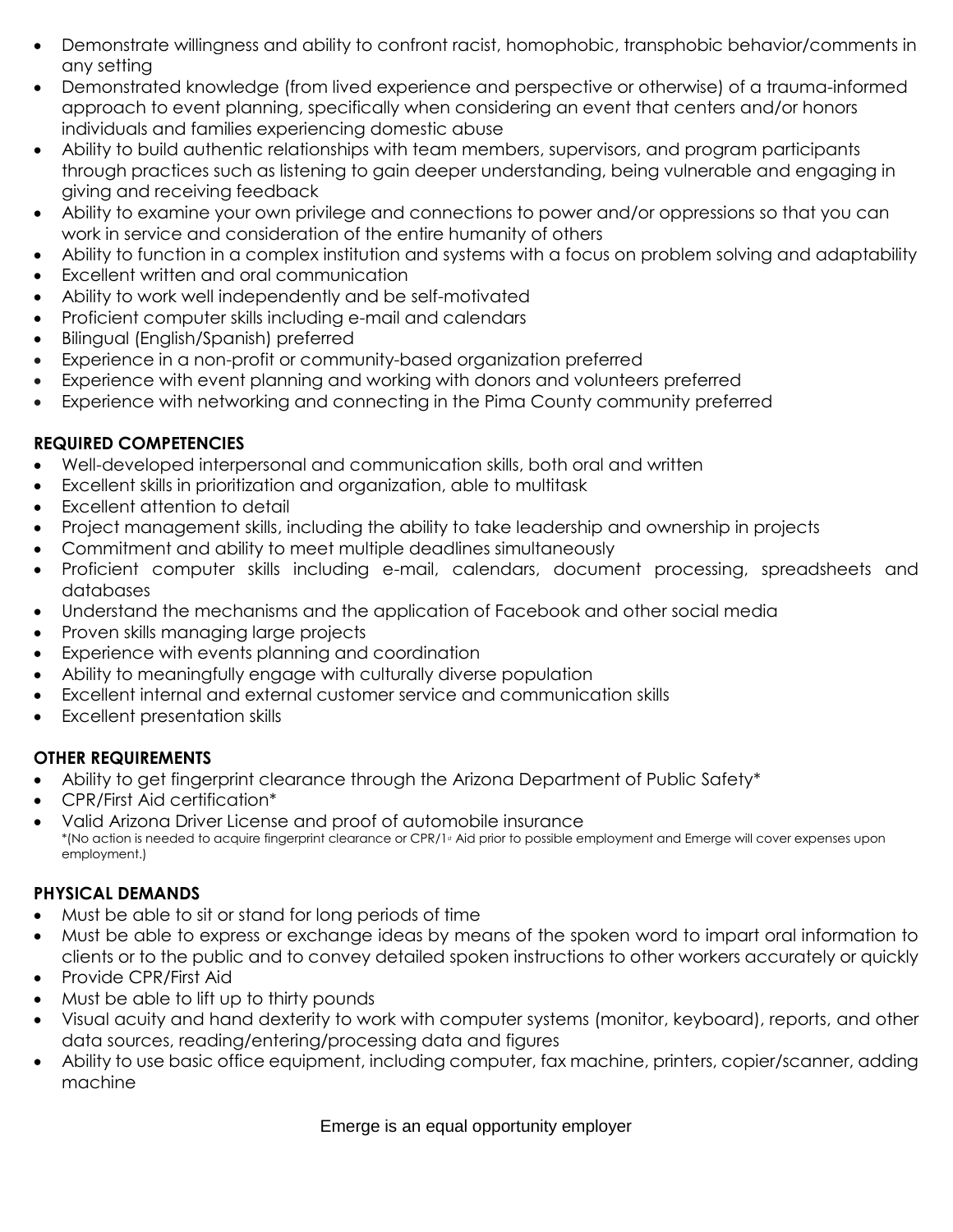- Demonstrate willingness and ability to confront racist, homophobic, transphobic behavior/comments in any setting
- Demonstrated knowledge (from lived experience and perspective or otherwise) of a trauma-informed approach to event planning, specifically when considering an event that centers and/or honors individuals and families experiencing domestic abuse
- Ability to build authentic relationships with team members, supervisors, and program participants through practices such as listening to gain deeper understanding, being vulnerable and engaging in giving and receiving feedback
- Ability to examine your own privilege and connections to power and/or oppressions so that you can work in service and consideration of the entire humanity of others
- Ability to function in a complex institution and systems with a focus on problem solving and adaptability
- Excellent written and oral communication
- Ability to work well independently and be self-motivated
- Proficient computer skills including e-mail and calendars
- Bilingual (English/Spanish) preferred
- Experience in a non-profit or community-based organization preferred
- Experience with event planning and working with donors and volunteers preferred
- Experience with networking and connecting in the Pima County community preferred

**REQUIRED COMPETENCIES**

- Well-developed interpersonal and communication skills, both oral and written
- Excellent skills in prioritization and organization, able to multitask
- Excellent attention to detail
- Project management skills, including the ability to take leadership and ownership in projects
- Commitment and ability to meet multiple deadlines simultaneously
- Proficient computer skills including e-mail, calendars, document processing, spreadsheets and databases
- Understand the mechanisms and the application of Facebook and other social media
- Proven skills managing large projects
- Experience with events planning and coordination
- Ability to meaningfully engage with culturally diverse population
- Excellent internal and external customer service and communication skills
- Excellent presentation skills

**OTHER REQUIREMENTS**

- Ability to get fingerprint clearance through the Arizona Department of Public Safety*
- CPR/First Aid certification*
- Valid Arizona Driver License and proof of automobile insurance
  *(No action is needed to acquire fingerprint clearance or CPR/1st Aid prior to possible employment and Emerge will cover expenses upon employment.)

**PHYSICAL DEMANDS**

- Must be able to sit or stand for long periods of time
- Must be able to express or exchange ideas by means of the spoken word to impart oral information to clients or to the public and to convey detailed spoken instructions to other workers accurately or quickly
- Provide CPR/First Aid
- Must be able to lift up to thirty pounds
- Visual acuity and hand dexterity to work with computer systems (monitor, keyboard), reports, and other data sources, reading/entering/processing data and figures
- Ability to use basic office equipment, including computer, fax machine, printers, copier/scanner, adding machine

Emerge is an equal opportunity employer